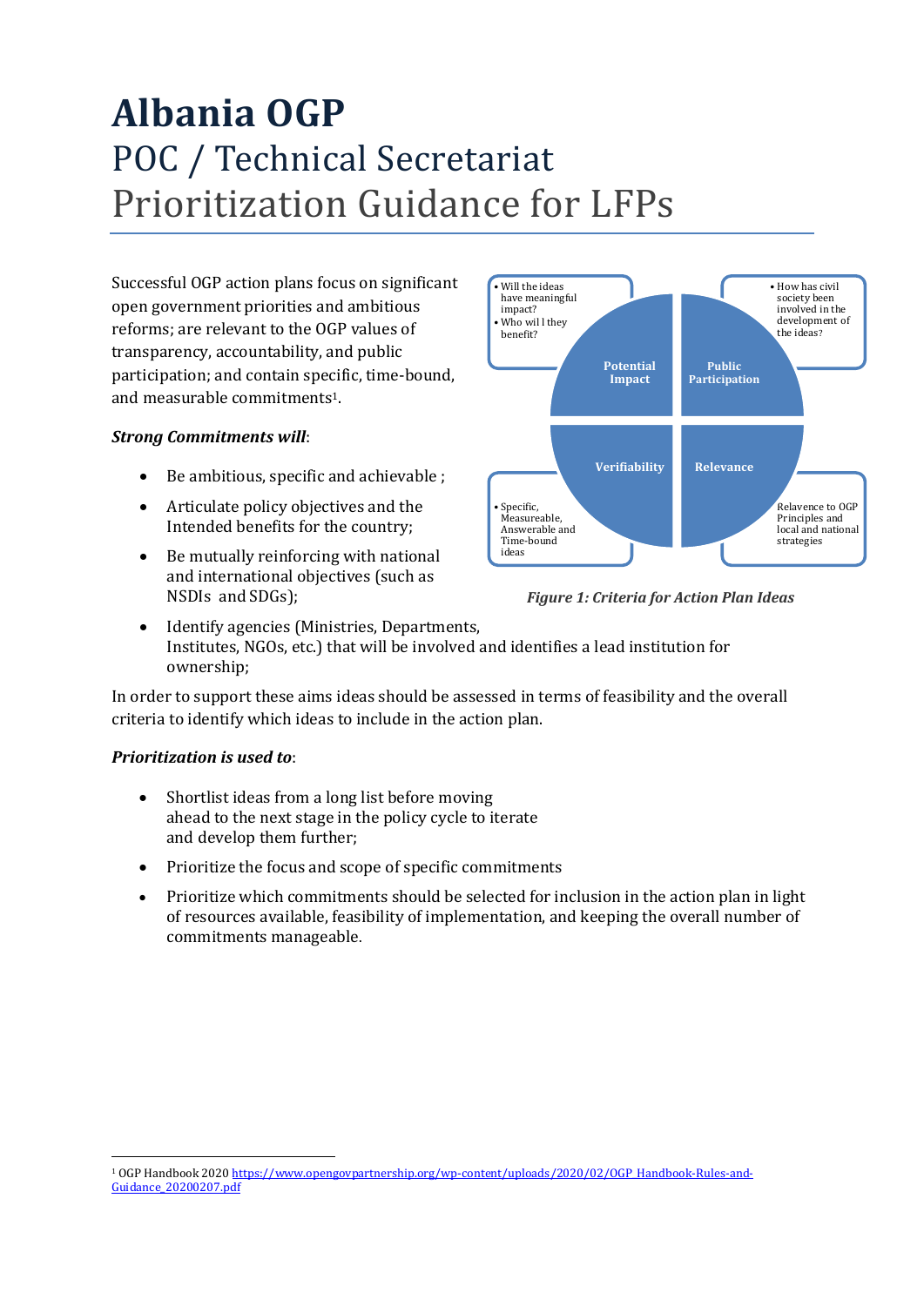# Albania OGP

POC / Technical Secretariat
Prioritization Guidance for LFPs

Successful OGP action plans focus on significant open government priorities and ambitious reforms; are relevant to the OGP values of transparency, accountability, and public participation; and contain specific, time-bound, and measurable commitments[1].

***Strong Commitments will***:

- Be ambitious, specific and achievable ;
- Articulate policy objectives and the Intended benefits for the country;
- Be mutually reinforcing with national and international objectives (such as NSDIs and SDGs);
- Identify agencies (Ministries, Departments, Institutes, NGOs, etc.) that will be involved and identifies a lead institution for ownership;

Potential Impact
- Will the ideas have meaningful impact?
- Who wil l they benefit?

Public Participation
- How has civil society been involved in the development of the ideas?

Verifiability
- Specific, Measureable, Answerable and Time-bound ideas

Relevance
- Relavence to OGP Principles and local and national strategies

*Figure 1: Criteria for Action Plan Ideas*

In order to support these aims ideas should be assessed in terms of feasibility and the overall criteria to identify which ideas to include in the action plan.

***Prioritization is used to***:

- Shortlist ideas from a long list before moving ahead to the next stage in the policy cycle to iterate and develop them further;
- Prioritize the focus and scope of specific commitments
- Prioritize which commitments should be selected for inclusion in the action plan in light of resources available, feasibility of implementation, and keeping the overall number of commitments manageable.

---

[1] OGP Handbook 2020 https://www.opengovpartnership.org/wp-content/uploads/2020/02/OGP_Handbook-Rules-and-Guidance_20200207.pdf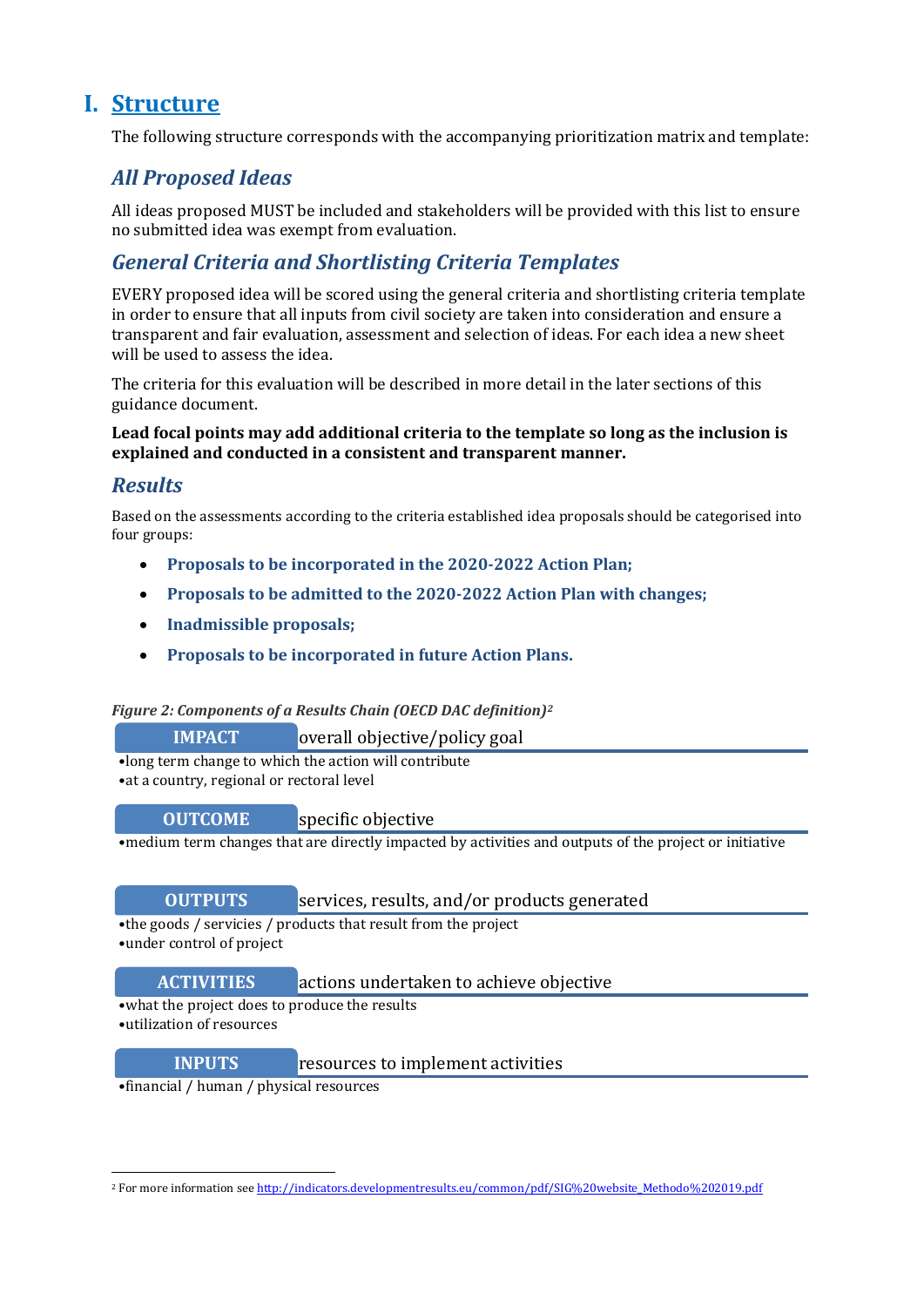# I. Structure

The following structure corresponds with the accompanying prioritization matrix and template:

## *All Proposed Ideas*

All ideas proposed MUST be included and stakeholders will be provided with this list to ensure no submitted idea was exempt from evaluation.

## *General Criteria and Shortlisting Criteria Templates*

EVERY proposed idea will be scored using the general criteria and shortlisting criteria template in order to ensure that all inputs from civil society are taken into consideration and ensure a transparent and fair evaluation, assessment and selection of ideas. For each idea a new sheet will be used to assess the idea.

The criteria for this evaluation will be described in more detail in the later sections of this guidance document.

**Lead focal points may add additional criteria to the template so long as the inclusion is explained and conducted in a consistent and transparent manner.**

## *Results*

Based on the assessments according to the criteria established idea proposals should be categorised into four groups:

- **Proposals to be incorporated in the 2020-2022 Action Plan;**
- **Proposals to be admitted to the 2020-2022 Action Plan with changes;**
- **Inadmissible proposals;**
- **Proposals to be incorporated in future Action Plans.**

*Figure 2: Components of a Results Chain (OECD DAC definition)*[2]

**IMPACT** overall objective/policy goal

- long term change to which the action will contribute
- at a country, regional or rectoral level

**OUTCOME** specific objective

- medium term changes that are directly impacted by activities and outputs of the project or initiative

**OUTPUTS** services, results, and/or products generated

- the goods / servicies / products that result from the project
- under control of project

**ACTIVITIES** actions undertaken to achieve objective

- what the project does to produce the results
- utilization of resources

**INPUTS** resources to implement activities

- financial / human / physical resources

---

[2] For more information see http://indicators.developmentresults.eu/common/pdf/SIG%20website_Methodo%202019.pdf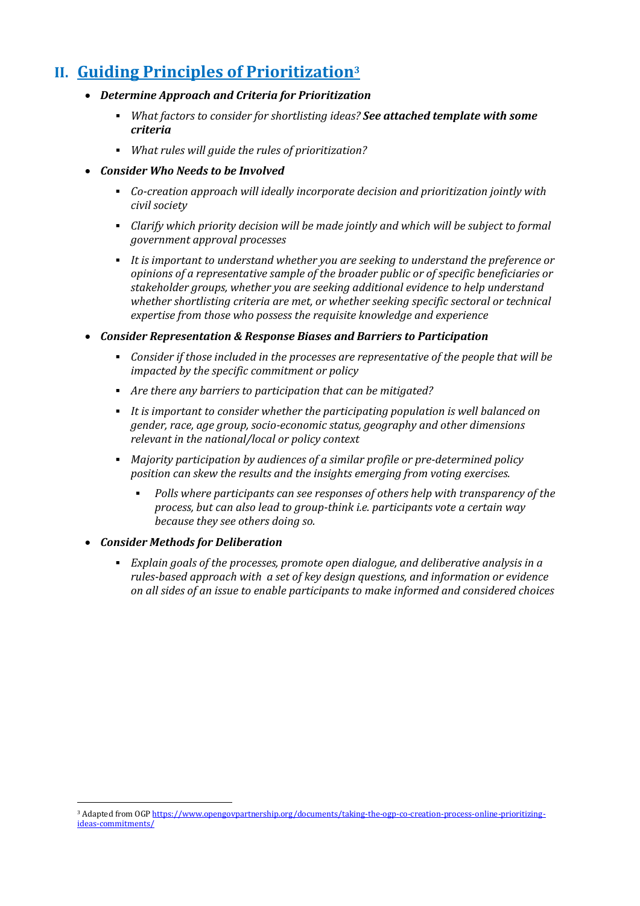## II. Guiding Principles of Prioritization[3]

- ***Determine Approach and Criteria for Prioritization***
  - *What factors to consider for shortlisting ideas?* ***See attached template with some criteria***
  - *What rules will guide the rules of prioritization?*
- ***Consider Who Needs to be Involved***
  - *Co-creation approach will ideally incorporate decision and prioritization jointly with civil society*
  - *Clarify which priority decision will be made jointly and which will be subject to formal government approval processes*
  - *It is important to understand whether you are seeking to understand the preference or opinions of a representative sample of the broader public or of specific beneficiaries or stakeholder groups, whether you are seeking additional evidence to help understand whether shortlisting criteria are met, or whether seeking specific sectoral or technical expertise from those who possess the requisite knowledge and experience*
- ***Consider Representation & Response Biases and Barriers to Participation***
  - *Consider if those included in the processes are representative of the people that will be impacted by the specific commitment or policy*
  - *Are there any barriers to participation that can be mitigated?*
  - *It is important to consider whether the participating population is well balanced on gender, race, age group, socio-economic status, geography and other dimensions relevant in the national/local or policy context*
  - *Majority participation by audiences of a similar profile or pre-determined policy position can skew the results and the insights emerging from voting exercises.*
    - *Polls where participants can see responses of others help with transparency of the process, but can also lead to group-think i.e. participants vote a certain way because they see others doing so.*
- ***Consider Methods for Deliberation***
  - *Explain goals of the processes, promote open dialogue, and deliberative analysis in a rules-based approach with a set of key design questions, and information or evidence on all sides of an issue to enable participants to make informed and considered choices*

---

[3] Adapted from OGP https://www.opengovpartnership.org/documents/taking-the-ogp-co-creation-process-online-prioritizing-ideas-commitments/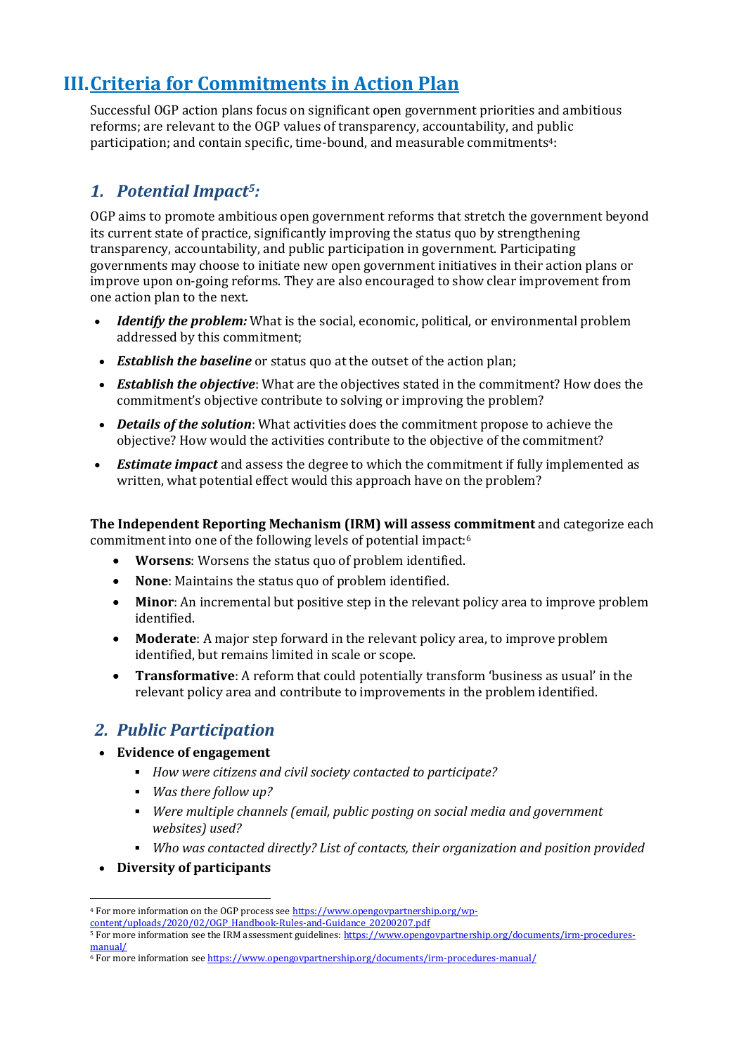# III. Criteria for Commitments in Action Plan

Successful OGP action plans focus on significant open government priorities and ambitious reforms; are relevant to the OGP values of transparency, accountability, and public participation; and contain specific, time-bound, and measurable commitments[4]:

## *1. Potential Impact[5]:*

OGP aims to promote ambitious open government reforms that stretch the government beyond its current state of practice, significantly improving the status quo by strengthening transparency, accountability, and public participation in government. Participating governments may choose to initiate new open government initiatives in their action plans or improve upon on-going reforms. They are also encouraged to show clear improvement from one action plan to the next.

- ***Identify the problem:*** What is the social, economic, political, or environmental problem addressed by this commitment;
- ***Establish the baseline*** or status quo at the outset of the action plan;
- ***Establish the objective***: What are the objectives stated in the commitment? How does the commitment's objective contribute to solving or improving the problem?
- ***Details of the solution***: What activities does the commitment propose to achieve the objective? How would the activities contribute to the objective of the commitment?
- ***Estimate impact*** and assess the degree to which the commitment if fully implemented as written, what potential effect would this approach have on the problem?

**The Independent Reporting Mechanism (IRM) will assess commitment** and categorize each commitment into one of the following levels of potential impact:[6]

- **Worsens**: Worsens the status quo of problem identified.
- **None**: Maintains the status quo of problem identified.
- **Minor**: An incremental but positive step in the relevant policy area to improve problem identified.
- **Moderate**: A major step forward in the relevant policy area, to improve problem identified, but remains limited in scale or scope.
- **Transformative**: A reform that could potentially transform 'business as usual' in the relevant policy area and contribute to improvements in the problem identified.

## *2. Public Participation*

- **Evidence of engagement**
  - *How were citizens and civil society contacted to participate?*
  - *Was there follow up?*
  - *Were multiple channels (email, public posting on social media and government websites) used?*
  - *Who was contacted directly? List of contacts, their organization and position provided*
- **Diversity of participants**

---

[4] For more information on the OGP process see https://www.opengovpartnership.org/wp-content/uploads/2020/02/OGP_Handbook-Rules-and-Guidance_20200207.pdf

[5] For more information see the IRM assessment guidelines: https://www.opengovpartnership.org/documents/irm-procedures-manual/

[6] For more information see https://www.opengovpartnership.org/documents/irm-procedures-manual/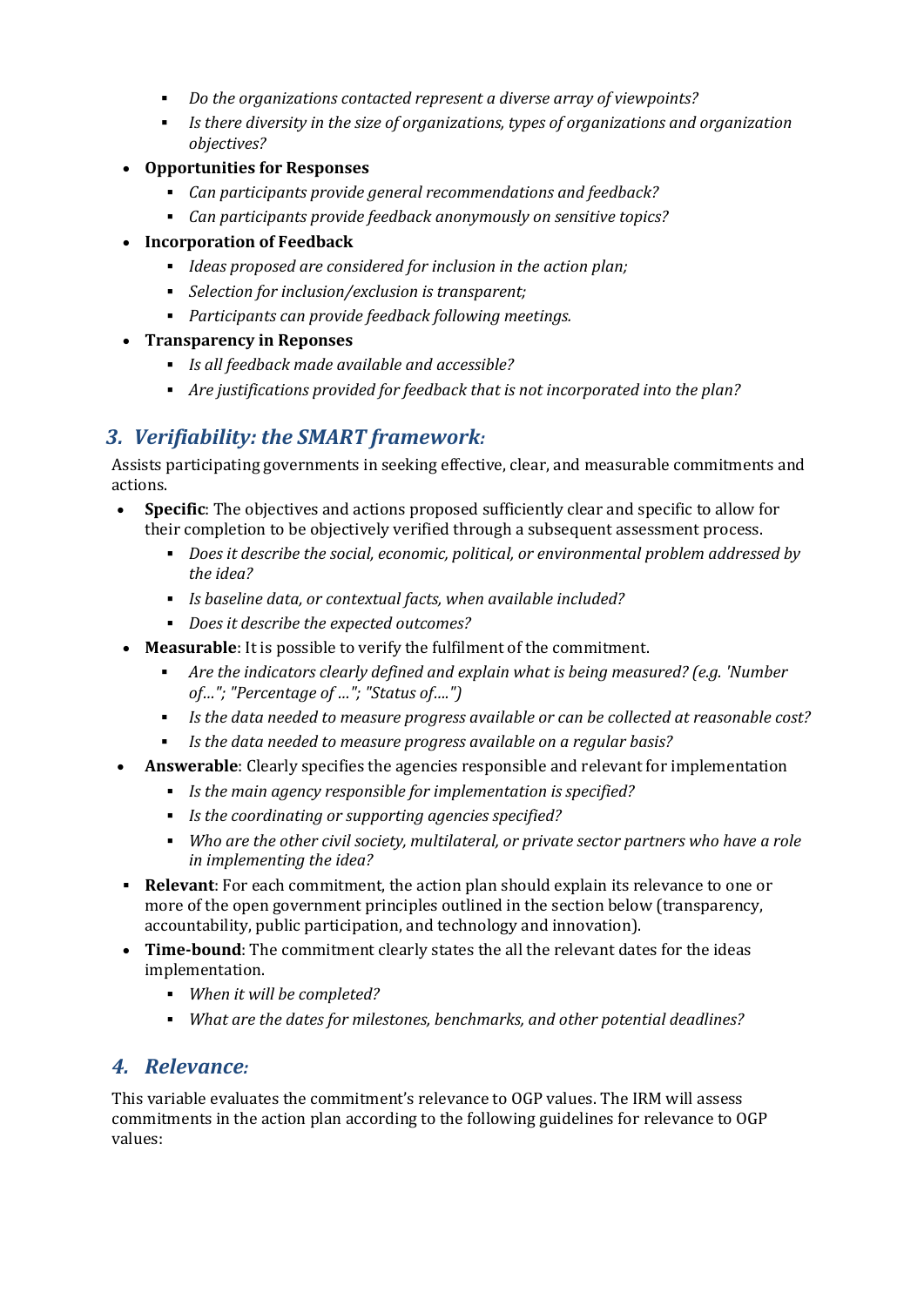- *Do the organizations contacted represent a diverse array of viewpoints?*
- *Is there diversity in the size of organizations, types of organizations and organization objectives?*

- **Opportunities for Responses**
  - *Can participants provide general recommendations and feedback?*
  - *Can participants provide feedback anonymously on sensitive topics?*
- **Incorporation of Feedback**
  - *Ideas proposed are considered for inclusion in the action plan;*
  - *Selection for inclusion/exclusion is transparent;*
  - *Participants can provide feedback following meetings.*
- **Transparency in Reponses**
  - *Is all feedback made available and accessible?*
  - *Are justifications provided for feedback that is not incorporated into the plan?*

## 3. Verifiability: the SMART framework:

Assists participating governments in seeking effective, clear, and measurable commitments and actions.

- **Specific**: The objectives and actions proposed sufficiently clear and specific to allow for their completion to be objectively verified through a subsequent assessment process.
  - *Does it describe the social, economic, political, or environmental problem addressed by the idea?*
  - *Is baseline data, or contextual facts, when available included?*
  - *Does it describe the expected outcomes?*
- **Measurable**: It is possible to verify the fulfilment of the commitment.
  - *Are the indicators clearly defined and explain what is being measured? (e.g. 'Number of..."; "Percentage of ..."; "Status of....")*
  - *Is the data needed to measure progress available or can be collected at reasonable cost?*
  - *Is the data needed to measure progress available on a regular basis?*
- **Answerable**: Clearly specifies the agencies responsible and relevant for implementation
  - *Is the main agency responsible for implementation is specified?*
  - *Is the coordinating or supporting agencies specified?*
  - *Who are the other civil society, multilateral, or private sector partners who have a role in implementing the idea?*
- **Relevant**: For each commitment, the action plan should explain its relevance to one or more of the open government principles outlined in the section below (transparency, accountability, public participation, and technology and innovation).
- **Time-bound**: The commitment clearly states the all the relevant dates for the ideas implementation.
  - *When it will be completed?*
  - *What are the dates for milestones, benchmarks, and other potential deadlines?*

## 4. Relevance:

This variable evaluates the commitment's relevance to OGP values. The IRM will assess commitments in the action plan according to the following guidelines for relevance to OGP values: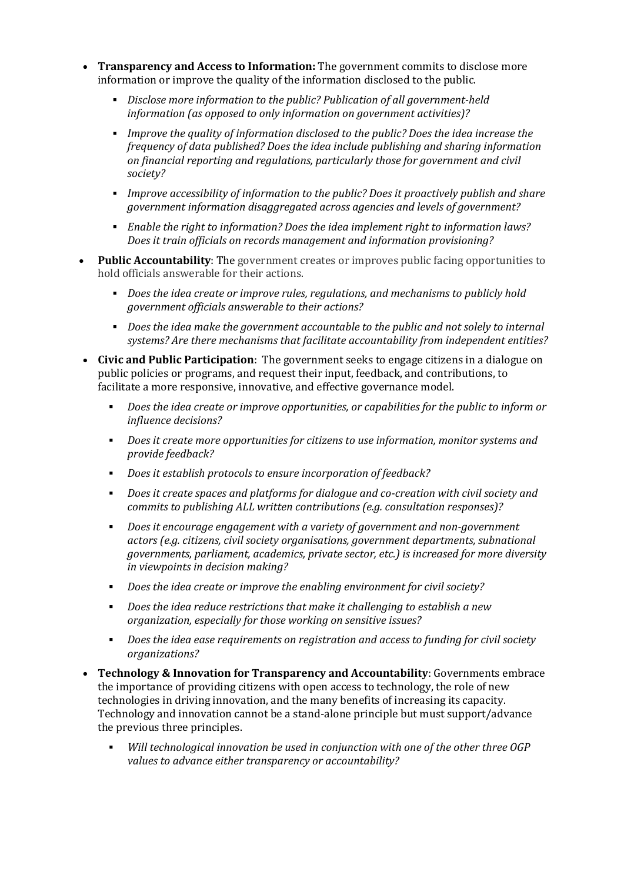- **Transparency and Access to Information:** The government commits to disclose more information or improve the quality of the information disclosed to the public.
    - *Disclose more information to the public? Publication of all government-held information (as opposed to only information on government activities)?*
    - *Improve the quality of information disclosed to the public? Does the idea increase the frequency of data published? Does the idea include publishing and sharing information on financial reporting and regulations, particularly those for government and civil society?*
    - *Improve accessibility of information to the public? Does it proactively publish and share government information disaggregated across agencies and levels of government?*
    - *Enable the right to information? Does the idea implement right to information laws? Does it train officials on records management and information provisioning?*
- **Public Accountability**: The government creates or improves public facing opportunities to hold officials answerable for their actions.
    - *Does the idea create or improve rules, regulations, and mechanisms to publicly hold government officials answerable to their actions?*
    - *Does the idea make the government accountable to the public and not solely to internal systems? Are there mechanisms that facilitate accountability from independent entities?*
- **Civic and Public Participation**: The government seeks to engage citizens in a dialogue on public policies or programs, and request their input, feedback, and contributions, to facilitate a more responsive, innovative, and effective governance model.
    - *Does the idea create or improve opportunities, or capabilities for the public to inform or influence decisions?*
    - *Does it create more opportunities for citizens to use information, monitor systems and provide feedback?*
    - *Does it establish protocols to ensure incorporation of feedback?*
    - *Does it create spaces and platforms for dialogue and co-creation with civil society and commits to publishing ALL written contributions (e.g. consultation responses)?*
    - *Does it encourage engagement with a variety of government and non-government actors (e.g. citizens, civil society organisations, government departments, subnational governments, parliament, academics, private sector, etc.) is increased for more diversity in viewpoints in decision making?*
    - *Does the idea create or improve the enabling environment for civil society?*
    - *Does the idea reduce restrictions that make it challenging to establish a new organization, especially for those working on sensitive issues?*
    - *Does the idea ease requirements on registration and access to funding for civil society organizations?*
- **Technology & Innovation for Transparency and Accountability**: Governments embrace the importance of providing citizens with open access to technology, the role of new technologies in driving innovation, and the many benefits of increasing its capacity. Technology and innovation cannot be a stand-alone principle but must support/advance the previous three principles.
    - *Will technological innovation be used in conjunction with one of the other three OGP values to advance either transparency or accountability?*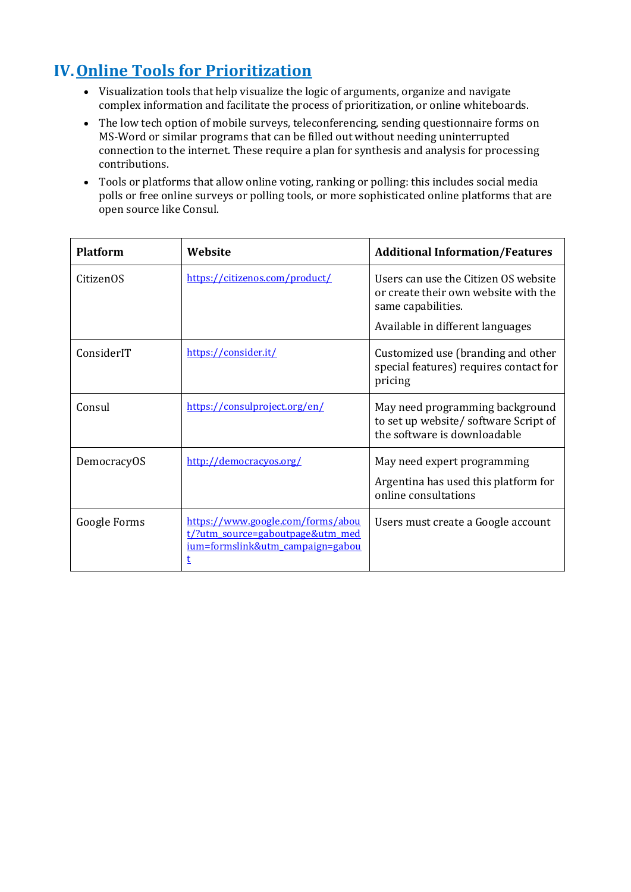## IV. Online Tools for Prioritization

- Visualization tools that help visualize the logic of arguments, organize and navigate complex information and facilitate the process of prioritization, or online whiteboards.
- The low tech option of mobile surveys, teleconferencing, sending questionnaire forms on MS-Word or similar programs that can be filled out without needing uninterrupted connection to the internet. These require a plan for synthesis and analysis for processing contributions.
- Tools or platforms that allow online voting, ranking or polling: this includes social media polls or free online surveys or polling tools, or more sophisticated online platforms that are open source like Consul.

| Platform | Website | Additional Information/Features |
|---|---|---|
| CitizenOS | https://citizenos.com/product/ | Users can use the Citizen OS website or create their own website with the same capabilities.<br><br>Available in different languages |
| ConsiderIT | https://consider.it/ | Customized use (branding and other special features) requires contact for pricing |
| Consul | https://consulproject.org/en/ | May need programming background to set up website/ software Script of the software is downloadable |
| DemocracyOS | http://democracyos.org/ | May need expert programming<br><br>Argentina has used this platform for online consultations |
| Google Forms | https://www.google.com/forms/about/?utm_source=gaboutpage&utm_medium=formslink&utm_campaign=gabout | Users must create a Google account |